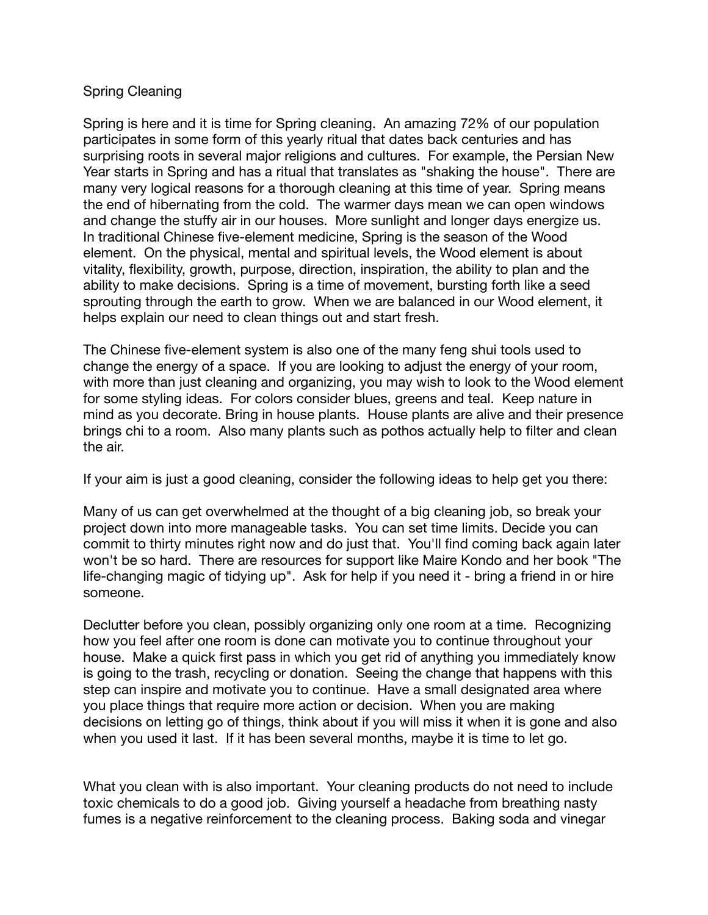# Spring Cleaning

Spring is here and it is time for Spring cleaning. An amazing 72% of our population participates in some form of this yearly ritual that dates back centuries and has surprising roots in several major religions and cultures. For example, the Persian New Year starts in Spring and has a ritual that translates as "shaking the house". There are many very logical reasons for a thorough cleaning at this time of year. Spring means the end of hibernating from the cold. The warmer days mean we can open windows and change the stuffy air in our houses. More sunlight and longer days energize us. In traditional Chinese five-element medicine, Spring is the season of the Wood element. On the physical, mental and spiritual levels, the Wood element is about vitality, flexibility, growth, purpose, direction, inspiration, the ability to plan and the ability to make decisions. Spring is a time of movement, bursting forth like a seed sprouting through the earth to grow. When we are balanced in our Wood element, it helps explain our need to clean things out and start fresh.

The Chinese five-element system is also one of the many feng shui tools used to change the energy of a space. If you are looking to adjust the energy of your room, with more than just cleaning and organizing, you may wish to look to the Wood element for some styling ideas. For colors consider blues, greens and teal. Keep nature in mind as you decorate. Bring in house plants. House plants are alive and their presence brings chi to a room. Also many plants such as pothos actually help to filter and clean the air.

If your aim is just a good cleaning, consider the following ideas to help get you there:

Many of us can get overwhelmed at the thought of a big cleaning job, so break your project down into more manageable tasks. You can set time limits. Decide you can commit to thirty minutes right now and do just that. You'll find coming back again later won't be so hard. There are resources for support like Maire Kondo and her book "The life-changing magic of tidying up". Ask for help if you need it - bring a friend in or hire someone.

Declutter before you clean, possibly organizing only one room at a time. Recognizing how you feel after one room is done can motivate you to continue throughout your house. Make a quick first pass in which you get rid of anything you immediately know is going to the trash, recycling or donation. Seeing the change that happens with this step can inspire and motivate you to continue. Have a small designated area where you place things that require more action or decision. When you are making decisions on letting go of things, think about if you will miss it when it is gone and also when you used it last. If it has been several months, maybe it is time to let go.

What you clean with is also important. Your cleaning products do not need to include toxic chemicals to do a good job. Giving yourself a headache from breathing nasty fumes is a negative reinforcement to the cleaning process. Baking soda and vinegar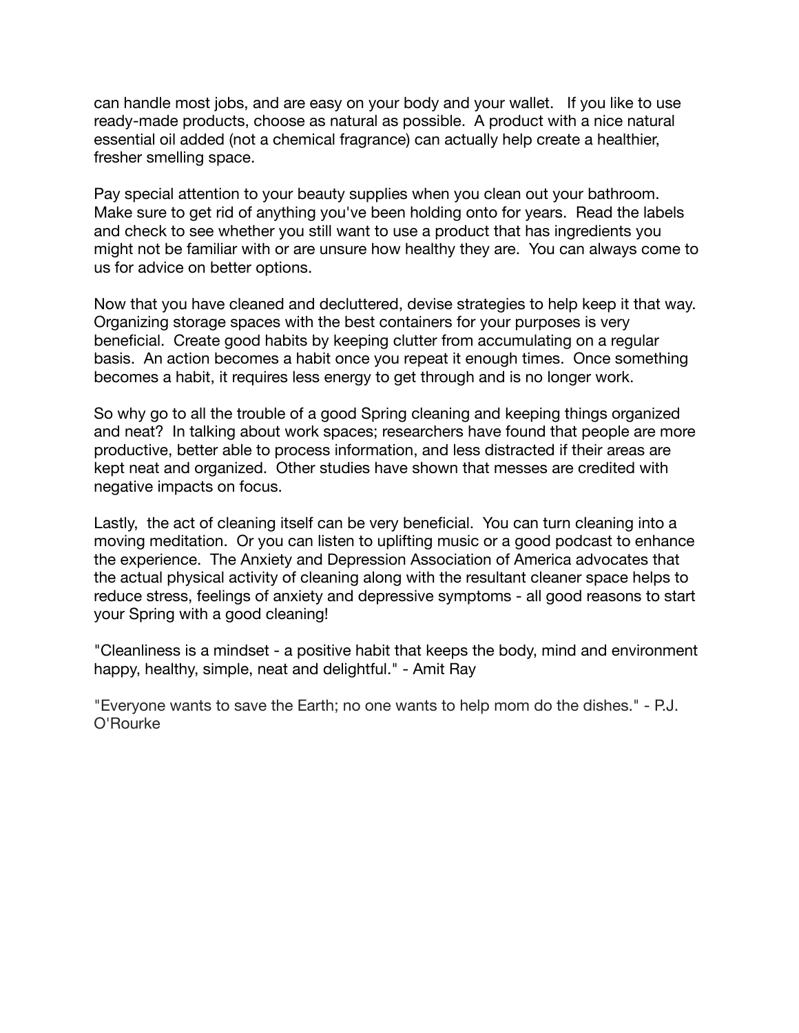can handle most jobs, and are easy on your body and your wallet. If you like to use ready-made products, choose as natural as possible. A product with a nice natural essential oil added (not a chemical fragrance) can actually help create a healthier, fresher smelling space.

Pay special attention to your beauty supplies when you clean out your bathroom. Make sure to get rid of anything you've been holding onto for years. Read the labels and check to see whether you still want to use a product that has ingredients you might not be familiar with or are unsure how healthy they are. You can always come to us for advice on better options.

Now that you have cleaned and decluttered, devise strategies to help keep it that way. Organizing storage spaces with the best containers for your purposes is very beneficial. Create good habits by keeping clutter from accumulating on a regular basis. An action becomes a habit once you repeat it enough times. Once something becomes a habit, it requires less energy to get through and is no longer work.

So why go to all the trouble of a good Spring cleaning and keeping things organized and neat? In talking about work spaces; researchers have found that people are more productive, better able to process information, and less distracted if their areas are kept neat and organized. Other studies have shown that messes are credited with negative impacts on focus.

Lastly, the act of cleaning itself can be very beneficial. You can turn cleaning into a moving meditation. Or you can listen to uplifting music or a good podcast to enhance the experience. The Anxiety and Depression Association of America advocates that the actual physical activity of cleaning along with the resultant cleaner space helps to reduce stress, feelings of anxiety and depressive symptoms - all good reasons to start your Spring with a good cleaning!

"Cleanliness is a mindset - a positive habit that keeps the body, mind and environment happy, healthy, simple, neat and delightful." - Amit Ray

"Everyone wants to save the Earth; no one wants to help mom do the dishes." - P.J. O'Rourke